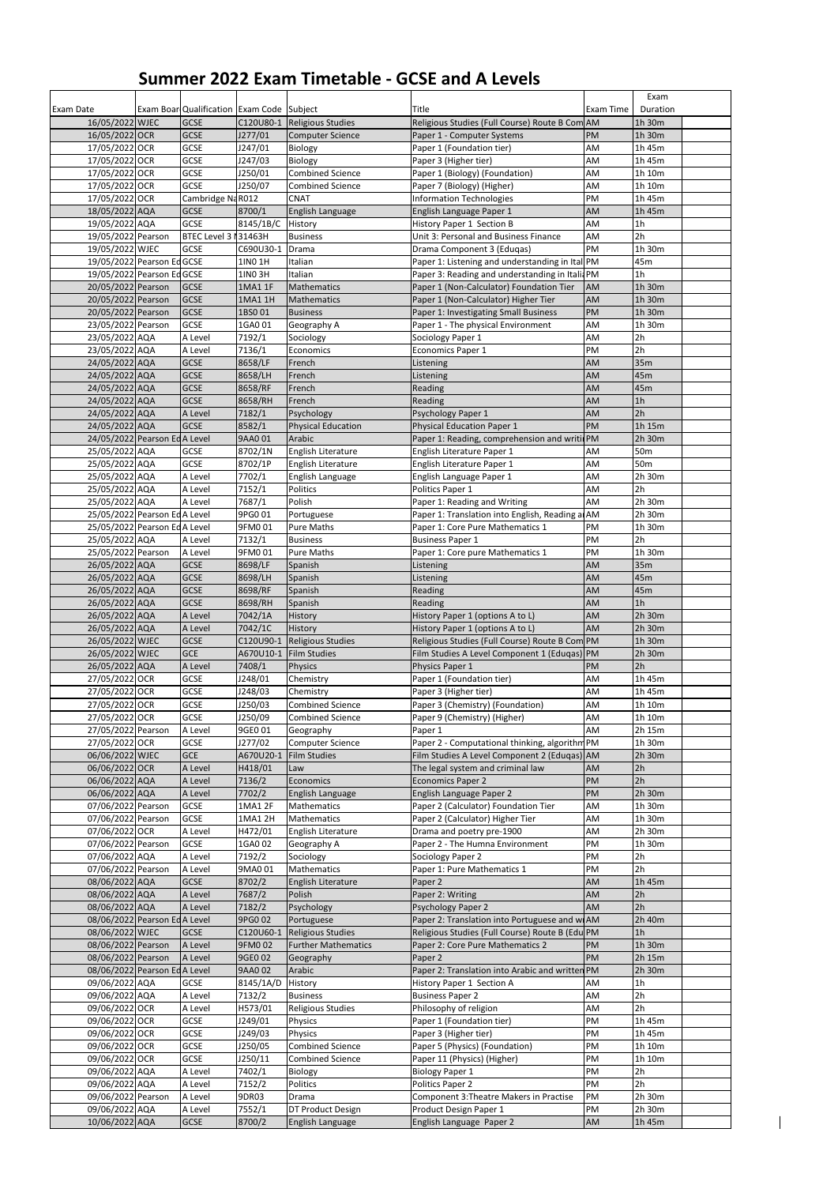# Summer 2022 Exam Timetable - GCSE and A Levels

| Exam Date | Exam Boar | Qualification | Exam Code | Subject | Title | Exam Time | Exam Duration |
|---|---|---|---|---|---|---|---|
| 16/05/2022 | WJEC | GCSE | C120U80-1 | Religious Studies | Religious Studies (Full Course) Route B Com | AM | 1h 30m |
| 16/05/2022 | OCR | GCSE | J277/01 | Computer Science | Paper 1 - Computer Systems | PM | 1h 30m |
| 17/05/2022 | OCR | GCSE | J247/01 | Biology | Paper 1 (Foundation tier) | AM | 1h 45m |
| 17/05/2022 | OCR | GCSE | J247/03 | Biology | Paper 3 (Higher tier) | AM | 1h 45m |
| 17/05/2022 | OCR | GCSE | J250/01 | Combined Science | Paper 1 (Biology) (Foundation) | AM | 1h 10m |
| 17/05/2022 | OCR | GCSE | J250/07 | Combined Science | Paper 7 (Biology) (Higher) | AM | 1h 10m |
| 17/05/2022 | OCR | Cambridge Na | R012 | CNAT | Information Technologies | PM | 1h 45m |
| 18/05/2022 | AQA | GCSE | 8700/1 | English Language | English Language Paper 1 | AM | 1h 45m |
| 19/05/2022 | AQA | GCSE | 8145/1B/C | History | History Paper 1 Section B | AM | 1h |
| 19/05/2022 | Pearson | BTEC Level 3 N | 31463H | Business | Unit 3: Personal and Business Finance | AM | 2h |
| 19/05/2022 | WJEC | GCSE | C690U30-1 | Drama | Drama Component 3 (Eduqas) | PM | 1h 30m |
| 19/05/2022 | Pearson Ed | GCSE | 1IN0 1H | Italian | Paper 1: Listening and understanding in Ital | PM | 45m |
| 19/05/2022 | Pearson Ed | GCSE | 1IN0 3H | Italian | Paper 3: Reading and understanding in Itali | PM | 1h |
| 20/05/2022 | Pearson | GCSE | 1MA1 1F | Mathematics | Paper 1 (Non-Calculator) Foundation Tier | AM | 1h 30m |
| 20/05/2022 | Pearson | GCSE | 1MA1 1H | Mathematics | Paper 1 (Non-Calculator) Higher Tier | AM | 1h 30m |
| 20/05/2022 | Pearson | GCSE | 1BS0 01 | Business | Paper 1: Investigating Small Business | PM | 1h 30m |
| 23/05/2022 | Pearson | GCSE | 1GA0 01 | Geography A | Paper 1 - The physical Environment | AM | 1h 30m |
| 23/05/2022 | AQA | A Level | 7192/1 | Sociology | Sociology Paper 1 | AM | 2h |
| 23/05/2022 | AQA | A Level | 7136/1 | Economics | Economics Paper 1 | PM | 2h |
| 24/05/2022 | AQA | GCSE | 8658/LF | French | Listening | AM | 35m |
| 24/05/2022 | AQA | GCSE | 8658/LH | French | Listening | AM | 45m |
| 24/05/2022 | AQA | GCSE | 8658/RF | French | Reading | AM | 45m |
| 24/05/2022 | AQA | GCSE | 8658/RH | French | Reading | AM | 1h |
| 24/05/2022 | AQA | A Level | 7182/1 | Psychology | Psychology Paper 1 | AM | 2h |
| 24/05/2022 | AQA | GCSE | 8582/1 | Physical Education | Physical Education Paper 1 | PM | 1h 15m |
| 24/05/2022 | Pearson Ed | A Level | 9AA0 01 | Arabic | Paper 1: Reading, comprehension and writi | PM | 2h 30m |
| 25/05/2022 | AQA | GCSE | 8702/1N | English Literature | English Literature Paper 1 | AM | 50m |
| 25/05/2022 | AQA | GCSE | 8702/1P | English Literature | English Literature Paper 1 | AM | 50m |
| 25/05/2022 | AQA | A Level | 7702/1 | English Language | English Language Paper 1 | AM | 2h 30m |
| 25/05/2022 | AQA | A Level | 7152/1 | Politics | Politics Paper 1 | AM | 2h |
| 25/05/2022 | AQA | A Level | 7687/1 | Polish | Paper 1: Reading and Writing | AM | 2h 30m |
| 25/05/2022 | Pearson Ed | A Level | 9PG0 01 | Portuguese | Paper 1: Translation into English, Reading a | AM | 2h 30m |
| 25/05/2022 | Pearson Ed | A Level | 9FM0 01 | Pure Maths | Paper 1: Core Pure Mathematics 1 | PM | 1h 30m |
| 25/05/2022 | AQA | A Level | 7132/1 | Business | Business Paper 1 | PM | 2h |
| 25/05/2022 | Pearson | A Level | 9FM0 01 | Pure Maths | Paper 1: Core pure Mathematics 1 | PM | 1h 30m |
| 26/05/2022 | AQA | GCSE | 8698/LF | Spanish | Listening | AM | 35m |
| 26/05/2022 | AQA | GCSE | 8698/LH | Spanish | Listening | AM | 45m |
| 26/05/2022 | AQA | GCSE | 8698/RF | Spanish | Reading | AM | 45m |
| 26/05/2022 | AQA | GCSE | 8698/RH | Spanish | Reading | AM | 1h |
| 26/05/2022 | AQA | A Level | 7042/1A | History | History Paper 1 (options A to L) | AM | 2h 30m |
| 26/05/2022 | AQA | A Level | 7042/1C | History | History Paper 1 (options A to L) | AM | 2h 30m |
| 26/05/2022 | WJEC | GCSE | C120U90-1 | Religious Studies | Religious Studies (Full Course) Route B Com | PM | 1h 30m |
| 26/05/2022 | WJEC | GCE | A670U10-1 | Film Studies | Film Studies A Level Component 1 (Eduqas) | PM | 2h 30m |
| 26/05/2022 | AQA | A Level | 7408/1 | Physics | Physics Paper 1 | PM | 2h |
| 27/05/2022 | OCR | GCSE | J248/01 | Chemistry | Paper 1 (Foundation tier) | AM | 1h 45m |
| 27/05/2022 | OCR | GCSE | J248/03 | Chemistry | Paper 3 (Higher tier) | AM | 1h 45m |
| 27/05/2022 | OCR | GCSE | J250/03 | Combined Science | Paper 3 (Chemistry) (Foundation) | AM | 1h 10m |
| 27/05/2022 | OCR | GCSE | J250/09 | Combined Science | Paper 9 (Chemistry) (Higher) | AM | 1h 10m |
| 27/05/2022 | Pearson | A Level | 9GE0 01 | Geography | Paper 1 | AM | 2h 15m |
| 27/05/2022 | OCR | GCSE | J277/02 | Computer Science | Paper 2 - Computational thinking, algorithm | PM | 1h 30m |
| 06/06/2022 | WJEC | GCE | A670U20-1 | Film Studies | Film Studies A Level Component 2 (Eduqas) | AM | 2h 30m |
| 06/06/2022 | OCR | A Level | H418/01 | Law | The legal system and criminal law | AM | 2h |
| 06/06/2022 | AQA | A Level | 7136/2 | Economics | Economics Paper 2 | PM | 2h |
| 06/06/2022 | AQA | A Level | 7702/2 | English Language | English Language Paper 2 | PM | 2h 30m |
| 07/06/2022 | Pearson | GCSE | 1MA1 2F | Mathematics | Paper 2 (Calculator) Foundation Tier | AM | 1h 30m |
| 07/06/2022 | Pearson | GCSE | 1MA1 2H | Mathematics | Paper 2 (Calculator) Higher Tier | AM | 1h 30m |
| 07/06/2022 | OCR | A Level | H472/01 | English Literature | Drama and poetry pre-1900 | AM | 2h 30m |
| 07/06/2022 | Pearson | GCSE | 1GA0 02 | Geography A | Paper 2 - The Humna Environment | PM | 1h 30m |
| 07/06/2022 | AQA | A Level | 7192/2 | Sociology | Sociology Paper 2 | PM | 2h |
| 07/06/2022 | Pearson | A Level | 9MA0 01 | Mathematics | Paper 1: Pure Mathematics 1 | PM | 2h |
| 08/06/2022 | AQA | GCSE | 8702/2 | English Literature | Paper 2 | AM | 1h 45m |
| 08/06/2022 | AQA | A Level | 7687/2 | Polish | Paper 2: Writing | AM | 2h |
| 08/06/2022 | AQA | A Level | 7182/2 | Psychology | Psychology Paper 2 | AM | 2h |
| 08/06/2022 | Pearson Ed | A Level | 9PG0 02 | Portuguese | Paper 2: Translation into Portuguese and w | AM | 2h 40m |
| 08/06/2022 | WJEC | GCSE | C120U60-1 | Religious Studies | Religious Studies (Full Course) Route B (Edu | PM | 1h |
| 08/06/2022 | Pearson | A Level | 9FM0 02 | Further Mathematics | Paper 2: Core Pure Mathematics 2 | PM | 1h 30m |
| 08/06/2022 | Pearson | A Level | 9GE0 02 | Geography | Paper 2 | PM | 2h 15m |
| 08/06/2022 | Pearson Ed | A Level | 9AA0 02 | Arabic | Paper 2: Translation into Arabic and written | PM | 2h 30m |
| 09/06/2022 | AQA | GCSE | 8145/1A/D | History | History Paper 1 Section A | AM | 1h |
| 09/06/2022 | AQA | A Level | 7132/2 | Business | Business Paper 2 | AM | 2h |
| 09/06/2022 | OCR | A Level | H573/01 | Religious Studies | Philosophy of religion | AM | 2h |
| 09/06/2022 | OCR | GCSE | J249/01 | Physics | Paper 1 (Foundation tier) | PM | 1h 45m |
| 09/06/2022 | OCR | GCSE | J249/03 | Physics | Paper 3 (Higher tier) | PM | 1h 45m |
| 09/06/2022 | OCR | GCSE | J250/05 | Combined Science | Paper 5 (Physics) (Foundation) | PM | 1h 10m |
| 09/06/2022 | OCR | GCSE | J250/11 | Combined Science | Paper 11 (Physics) (Higher) | PM | 1h 10m |
| 09/06/2022 | AQA | A Level | 7402/1 | Biology | Biology Paper 1 | PM | 2h |
| 09/06/2022 | AQA | A Level | 7152/2 | Politics | Politics Paper 2 | PM | 2h |
| 09/06/2022 | Pearson | A Level | 9DR03 | Drama | Component 3:Theatre Makers in Practise | PM | 2h 30m |
| 09/06/2022 | AQA | A Level | 7552/1 | DT Product Design | Product Design Paper 1 | PM | 2h 30m |
| 10/06/2022 | AQA | GCSE | 8700/2 | English Language | English Language Paper 2 | AM | 1h 45m |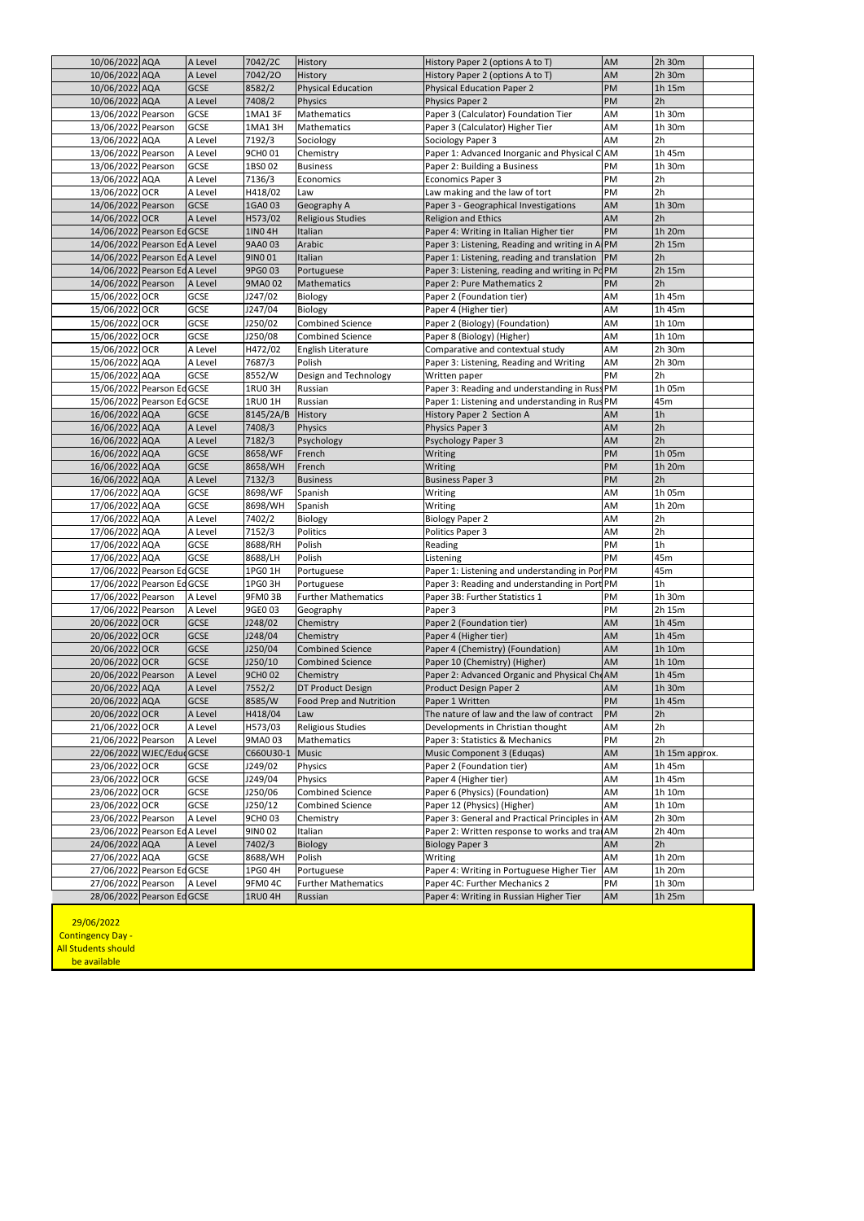| | | | | | | | | |
|---|---|---|---|---|---|---|---|---|
| 10/06/2022 | AQA | A Level | 7042/2C | History | History Paper 2 (options A to T) | AM | 2h 30m | |
| 10/06/2022 | AQA | A Level | 7042/2O | History | History Paper 2 (options A to T) | AM | 2h 30m | |
| 10/06/2022 | AQA | GCSE | 8582/2 | Physical Education | Physical Education Paper 2 | PM | 1h 15m | |
| 10/06/2022 | AQA | A Level | 7408/2 | Physics | Physics Paper 2 | PM | 2h | |
| 13/06/2022 | Pearson | GCSE | 1MA1 3F | Mathematics | Paper 3 (Calculator) Foundation Tier | AM | 1h 30m | |
| 13/06/2022 | Pearson | GCSE | 1MA1 3H | Mathematics | Paper 3 (Calculator) Higher Tier | AM | 1h 30m | |
| 13/06/2022 | AQA | A Level | 7192/3 | Sociology | Sociology Paper 3 | AM | 2h | |
| 13/06/2022 | Pearson | A Level | 9CH0 01 | Chemistry | Paper 1: Advanced Inorganic and Physical C | AM | 1h 45m | |
| 13/06/2022 | Pearson | GCSE | 1BS0 02 | Business | Paper 2: Building a Business | PM | 1h 30m | |
| 13/06/2022 | AQA | A Level | 7136/3 | Economics | Economics Paper 3 | PM | 2h | |
| 13/06/2022 | OCR | A Level | H418/02 | Law | Law making and the law of tort | PM | 2h | |
| 14/06/2022 | Pearson | GCSE | 1GA0 03 | Geography A | Paper 3 - Geographical Investigations | AM | 1h 30m | |
| 14/06/2022 | OCR | A Level | H573/02 | Religious Studies | Religion and Ethics | AM | 2h | |
| 14/06/2022 | Pearson Ed | GCSE | 1IN0 4H | Italian | Paper 4: Writing in Italian Higher tier | PM | 1h 20m | |
| 14/06/2022 | Pearson Ed | A Level | 9AA0 03 | Arabic | Paper 3: Listening, Reading and writing in A | PM | 2h 15m | |
| 14/06/2022 | Pearson Ed | A Level | 9IN0 01 | Italian | Paper 1: Listening, reading and translation | PM | 2h | |
| 14/06/2022 | Pearson Ed | A Level | 9PG0 03 | Portuguese | Paper 3: Listening, reading and writing in Po | PM | 2h 15m | |
| 14/06/2022 | Pearson | A Level | 9MA0 02 | Mathematics | Paper 2: Pure Mathematics 2 | PM | 2h | |
| 15/06/2022 | OCR | GCSE | J247/02 | Biology | Paper 2 (Foundation tier) | AM | 1h 45m | |
| 15/06/2022 | OCR | GCSE | J247/04 | Biology | Paper 4 (Higher tier) | AM | 1h 45m | |
| 15/06/2022 | OCR | GCSE | J250/02 | Combined Science | Paper 2 (Biology) (Foundation) | AM | 1h 10m | |
| 15/06/2022 | OCR | GCSE | J250/08 | Combined Science | Paper 8 (Biology) (Higher) | AM | 1h 10m | |
| 15/06/2022 | OCR | A Level | H472/02 | English Literature | Comparative and contextual study | AM | 2h 30m | |
| 15/06/2022 | AQA | A Level | 7687/3 | Polish | Paper 3: Listening, Reading and Writing | AM | 2h 30m | |
| 15/06/2022 | AQA | GCSE | 8552/W | Design and Technology | Written paper | PM | 2h | |
| 15/06/2022 | Pearson Ed | GCSE | 1RU0 3H | Russian | Paper 3: Reading and understanding in Russ | PM | 1h 05m | |
| 15/06/2022 | Pearson Ed | GCSE | 1RU0 1H | Russian | Paper 1: Listening and understanding in Rus | PM | 45m | |
| 16/06/2022 | AQA | GCSE | 8145/2A/B | History | History Paper 2 Section A | AM | 1h | |
| 16/06/2022 | AQA | A Level | 7408/3 | Physics | Physics Paper 3 | AM | 2h | |
| 16/06/2022 | AQA | A Level | 7182/3 | Psychology | Psychology Paper 3 | AM | 2h | |
| 16/06/2022 | AQA | GCSE | 8658/WF | French | Writing | PM | 1h 05m | |
| 16/06/2022 | AQA | GCSE | 8658/WH | French | Writing | PM | 1h 20m | |
| 16/06/2022 | AQA | A Level | 7132/3 | Business | Business Paper 3 | PM | 2h | |
| 17/06/2022 | AQA | GCSE | 8698/WF | Spanish | Writing | AM | 1h 05m | |
| 17/06/2022 | AQA | GCSE | 8698/WH | Spanish | Writing | AM | 1h 20m | |
| 17/06/2022 | AQA | A Level | 7402/2 | Biology | Biology Paper 2 | AM | 2h | |
| 17/06/2022 | AQA | A Level | 7152/3 | Politics | Politics Paper 3 | AM | 2h | |
| 17/06/2022 | AQA | GCSE | 8688/RH | Polish | Reading | PM | 1h | |
| 17/06/2022 | AQA | GCSE | 8688/LH | Polish | Listening | PM | 45m | |
| 17/06/2022 | Pearson Ed | GCSE | 1PG0 1H | Portuguese | Paper 1: Listening and understanding in Por | PM | 45m | |
| 17/06/2022 | Pearson Ed | GCSE | 1PG0 3H | Portuguese | Paper 3: Reading and understanding in Port | PM | 1h | |
| 17/06/2022 | Pearson | A Level | 9FM0 3B | Further Mathematics | Paper 3B: Further Statistics 1 | PM | 1h 30m | |
| 17/06/2022 | Pearson | A Level | 9GE0 03 | Geography | Paper 3 | PM | 2h 15m | |
| 20/06/2022 | OCR | GCSE | J248/02 | Chemistry | Paper 2 (Foundation tier) | AM | 1h 45m | |
| 20/06/2022 | OCR | GCSE | J248/04 | Chemistry | Paper 4 (Higher tier) | AM | 1h 45m | |
| 20/06/2022 | OCR | GCSE | J250/04 | Combined Science | Paper 4 (Chemistry) (Foundation) | AM | 1h 10m | |
| 20/06/2022 | OCR | GCSE | J250/10 | Combined Science | Paper 10 (Chemistry) (Higher) | AM | 1h 10m | |
| 20/06/2022 | Pearson | A Level | 9CH0 02 | Chemistry | Paper 2: Advanced Organic and Physical Che | AM | 1h 45m | |
| 20/06/2022 | AQA | A Level | 7552/2 | DT Product Design | Product Design Paper 2 | AM | 1h 30m | |
| 20/06/2022 | AQA | GCSE | 8585/W | Food Prep and Nutrition | Paper 1 Written | PM | 1h 45m | |
| 20/06/2022 | OCR | A Level | H418/04 | Law | The nature of law and the law of contract | PM | 2h | |
| 21/06/2022 | OCR | A Level | H573/03 | Religious Studies | Developments in Christian thought | AM | 2h | |
| 21/06/2022 | Pearson | A Level | 9MA0 03 | Mathematics | Paper 3: Statistics & Mechanics | PM | 2h | |
| 22/06/2022 | WJEC/Educ | GCSE | C660U30-1 | Music | Music Component 3 (Eduqas) | AM | 1h 15m approx. | |
| 23/06/2022 | OCR | GCSE | J249/02 | Physics | Paper 2 (Foundation tier) | AM | 1h 45m | |
| 23/06/2022 | OCR | GCSE | J249/04 | Physics | Paper 4 (Higher tier) | AM | 1h 45m | |
| 23/06/2022 | OCR | GCSE | J250/06 | Combined Science | Paper 6 (Physics) (Foundation) | AM | 1h 10m | |
| 23/06/2022 | OCR | GCSE | J250/12 | Combined Science | Paper 12 (Physics) (Higher) | AM | 1h 10m | |
| 23/06/2022 | Pearson | A Level | 9CH0 03 | Chemistry | Paper 3: General and Practical Principles in | AM | 2h 30m | |
| 23/06/2022 | Pearson Ed | A Level | 9IN0 02 | Italian | Paper 2: Written response to works and tra | AM | 2h 40m | |
| 24/06/2022 | AQA | A Level | 7402/3 | Biology | Biology Paper 3 | AM | 2h | |
| 27/06/2022 | AQA | GCSE | 8688/WH | Polish | Writing | AM | 1h 20m | |
| 27/06/2022 | Pearson Ed | GCSE | 1PG0 4H | Portuguese | Paper 4: Writing in Portuguese Higher Tier | AM | 1h 20m | |
| 27/06/2022 | Pearson | A Level | 9FM0 4C | Further Mathematics | Paper 4C: Further Mechanics 2 | PM | 1h 30m | |
| 28/06/2022 | Pearson Ed | GCSE | 1RU0 4H | Russian | Paper 4: Writing in Russian Higher Tier | AM | 1h 25m | |

29/06/2022
Contingency Day - All Students should be available